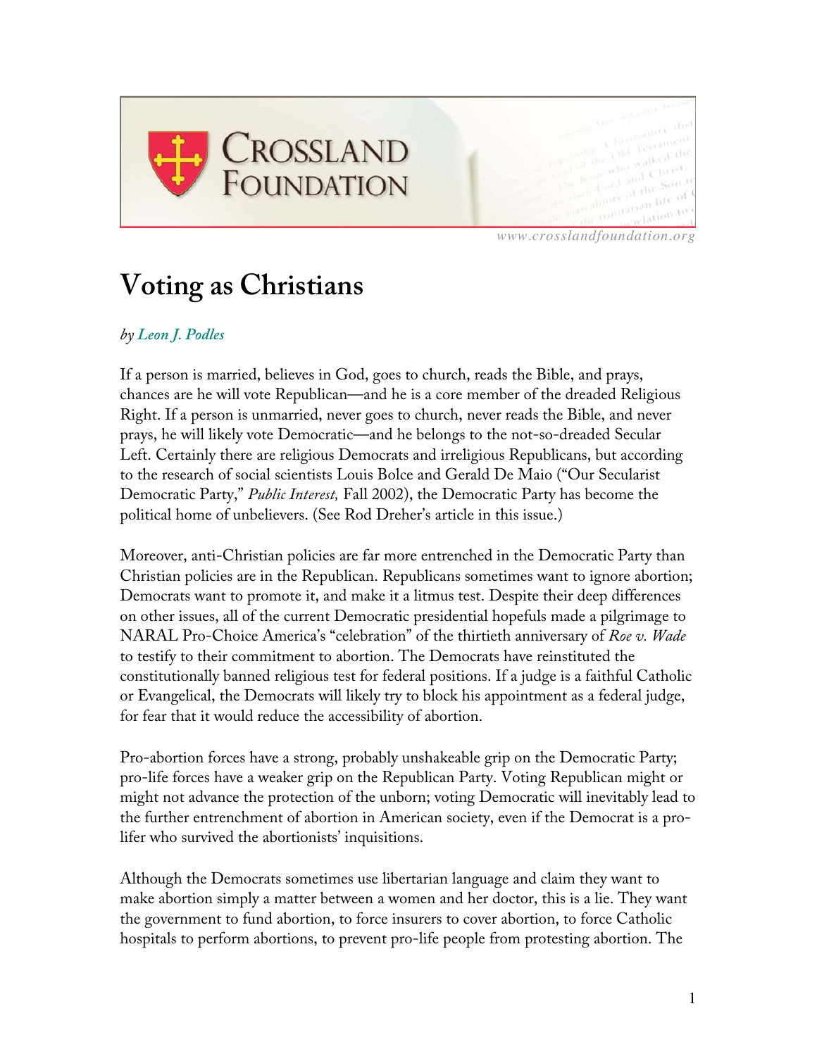# Voting as Christians

*by Leon J. Podles*

If a person is married, believes in God, goes to church, reads the Bible, and prays, chances are he will vote Republican—and he is a core member of the dreaded Religious Right. If a person is unmarried, never goes to church, never reads the Bible, and never prays, he will likely vote Democratic—and he belongs to the not-so-dreaded Secular Left. Certainly there are religious Democrats and irreligious Republicans, but according to the research of social scientists Louis Bolce and Gerald De Maio ("Our Secularist Democratic Party," *Public Interest,* Fall 2002), the Democratic Party has become the political home of unbelievers. (See Rod Dreher's article in this issue.)

Moreover, anti-Christian policies are far more entrenched in the Democratic Party than Christian policies are in the Republican. Republicans sometimes want to ignore abortion; Democrats want to promote it, and make it a litmus test. Despite their deep differences on other issues, all of the current Democratic presidential hopefuls made a pilgrimage to NARAL Pro-Choice America's "celebration" of the thirtieth anniversary of *Roe v. Wade* to testify to their commitment to abortion. The Democrats have reinstituted the constitutionally banned religious test for federal positions. If a judge is a faithful Catholic or Evangelical, the Democrats will likely try to block his appointment as a federal judge, for fear that it would reduce the accessibility of abortion.

Pro-abortion forces have a strong, probably unshakeable grip on the Democratic Party; pro-life forces have a weaker grip on the Republican Party. Voting Republican might or might not advance the protection of the unborn; voting Democratic will inevitably lead to the further entrenchment of abortion in American society, even if the Democrat is a pro-lifer who survived the abortionists' inquisitions.

Although the Democrats sometimes use libertarian language and claim they want to make abortion simply a matter between a women and her doctor, this is a lie. They want the government to fund abortion, to force insurers to cover abortion, to force Catholic hospitals to perform abortions, to prevent pro-life people from protesting abortion. The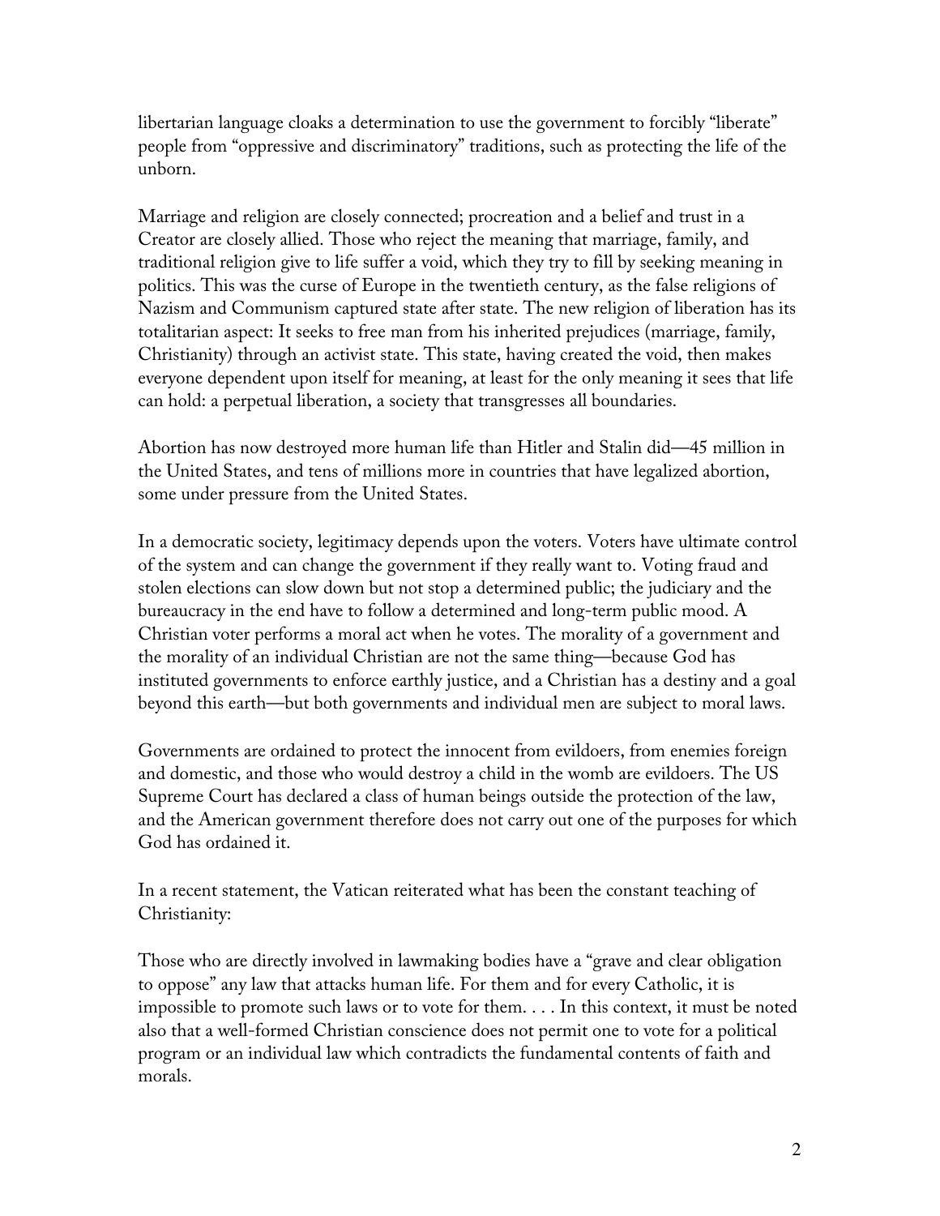libertarian language cloaks a determination to use the government to forcibly "liberate" people from "oppressive and discriminatory" traditions, such as protecting the life of the unborn.

Marriage and religion are closely connected; procreation and a belief and trust in a Creator are closely allied. Those who reject the meaning that marriage, family, and traditional religion give to life suffer a void, which they try to fill by seeking meaning in politics. This was the curse of Europe in the twentieth century, as the false religions of Nazism and Communism captured state after state. The new religion of liberation has its totalitarian aspect: It seeks to free man from his inherited prejudices (marriage, family, Christianity) through an activist state. This state, having created the void, then makes everyone dependent upon itself for meaning, at least for the only meaning it sees that life can hold: a perpetual liberation, a society that transgresses all boundaries.

Abortion has now destroyed more human life than Hitler and Stalin did—45 million in the United States, and tens of millions more in countries that have legalized abortion, some under pressure from the United States.

In a democratic society, legitimacy depends upon the voters. Voters have ultimate control of the system and can change the government if they really want to. Voting fraud and stolen elections can slow down but not stop a determined public; the judiciary and the bureaucracy in the end have to follow a determined and long-term public mood. A Christian voter performs a moral act when he votes. The morality of a government and the morality of an individual Christian are not the same thing—because God has instituted governments to enforce earthly justice, and a Christian has a destiny and a goal beyond this earth—but both governments and individual men are subject to moral laws.

Governments are ordained to protect the innocent from evildoers, from enemies foreign and domestic, and those who would destroy a child in the womb are evildoers. The US Supreme Court has declared a class of human beings outside the protection of the law, and the American government therefore does not carry out one of the purposes for which God has ordained it.

In a recent statement, the Vatican reiterated what has been the constant teaching of Christianity:

Those who are directly involved in lawmaking bodies have a "grave and clear obligation to oppose" any law that attacks human life. For them and for every Catholic, it is impossible to promote such laws or to vote for them. . . . In this context, it must be noted also that a well-formed Christian conscience does not permit one to vote for a political program or an individual law which contradicts the fundamental contents of faith and morals.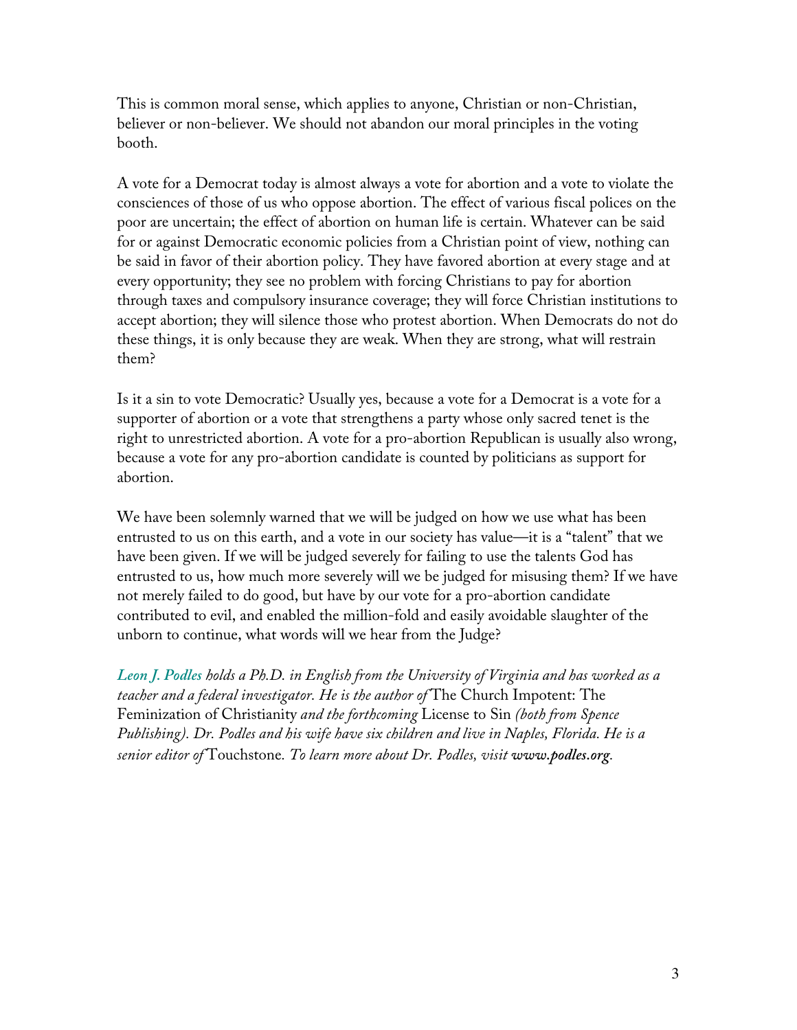This is common moral sense, which applies to anyone, Christian or non-Christian, believer or non-believer. We should not abandon our moral principles in the voting booth.

A vote for a Democrat today is almost always a vote for abortion and a vote to violate the consciences of those of us who oppose abortion. The effect of various fiscal polices on the poor are uncertain; the effect of abortion on human life is certain. Whatever can be said for or against Democratic economic policies from a Christian point of view, nothing can be said in favor of their abortion policy. They have favored abortion at every stage and at every opportunity; they see no problem with forcing Christians to pay for abortion through taxes and compulsory insurance coverage; they will force Christian institutions to accept abortion; they will silence those who protest abortion. When Democrats do not do these things, it is only because they are weak. When they are strong, what will restrain them?

Is it a sin to vote Democratic? Usually yes, because a vote for a Democrat is a vote for a supporter of abortion or a vote that strengthens a party whose only sacred tenet is the right to unrestricted abortion. A vote for a pro-abortion Republican is usually also wrong, because a vote for any pro-abortion candidate is counted by politicians as support for abortion.

We have been solemnly warned that we will be judged on how we use what has been entrusted to us on this earth, and a vote in our society has value—it is a "talent" that we have been given. If we will be judged severely for failing to use the talents God has entrusted to us, how much more severely will we be judged for misusing them? If we have not merely failed to do good, but have by our vote for a pro-abortion candidate contributed to evil, and enabled the million-fold and easily avoidable slaughter of the unborn to continue, what words will we hear from the Judge?

*Leon J. Podles holds a Ph.D. in English from the University of Virginia and has worked as a teacher and a federal investigator. He is the author of* The Church Impotent: The Feminization of Christianity *and the forthcoming* License to Sin *(both from Spence Publishing). Dr. Podles and his wife have six children and live in Naples, Florida. He is a senior editor of* Touchstone*. To learn more about Dr. Podles, visit* ***www.podles.org****.*